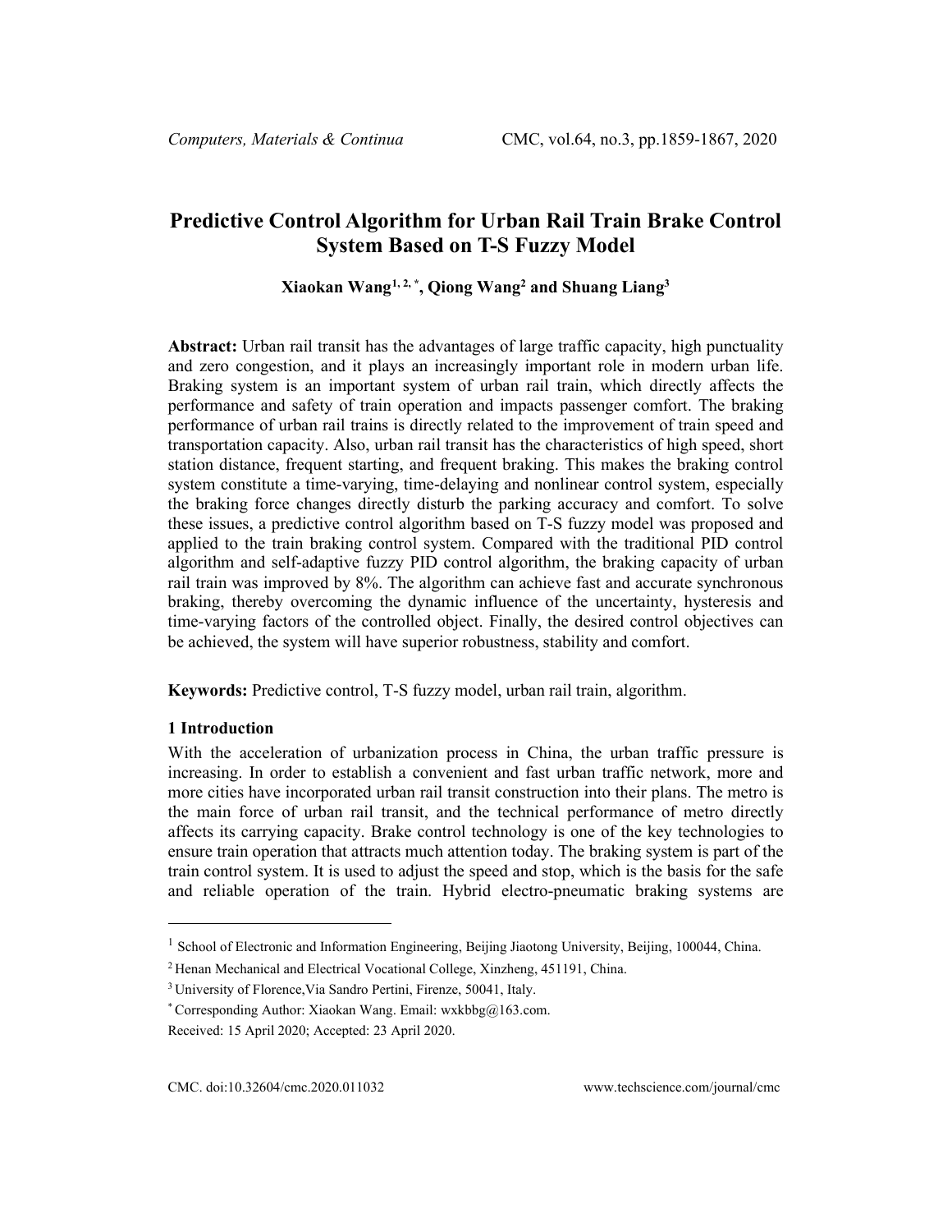# Predictive Control Algorithm for Urban Rail Train Brake Control System Based on T-S Fuzzy Model

**Xiaokan Wang[1, 2, *], Qiong Wang[2] and Shuang Liang[3]**

**Abstract:** Urban rail transit has the advantages of large traffic capacity, high punctuality and zero congestion, and it plays an increasingly important role in modern urban life. Braking system is an important system of urban rail train, which directly affects the performance and safety of train operation and impacts passenger comfort. The braking performance of urban rail trains is directly related to the improvement of train speed and transportation capacity. Also, urban rail transit has the characteristics of high speed, short station distance, frequent starting, and frequent braking. This makes the braking control system constitute a time-varying, time-delaying and nonlinear control system, especially the braking force changes directly disturb the parking accuracy and comfort. To solve these issues, a predictive control algorithm based on T-S fuzzy model was proposed and applied to the train braking control system. Compared with the traditional PID control algorithm and self-adaptive fuzzy PID control algorithm, the braking capacity of urban rail train was improved by 8%. The algorithm can achieve fast and accurate synchronous braking, thereby overcoming the dynamic influence of the uncertainty, hysteresis and time-varying factors of the controlled object. Finally, the desired control objectives can be achieved, the system will have superior robustness, stability and comfort.

**Keywords:** Predictive control, T-S fuzzy model, urban rail train, algorithm.

## 1 Introduction

With the acceleration of urbanization process in China, the urban traffic pressure is increasing. In order to establish a convenient and fast urban traffic network, more and more cities have incorporated urban rail transit construction into their plans. The metro is the main force of urban rail transit, and the technical performance of metro directly affects its carrying capacity. Brake control technology is one of the key technologies to ensure train operation that attracts much attention today. The braking system is part of the train control system. It is used to adjust the speed and stop, which is the basis for the safe and reliable operation of the train. Hybrid electro-pneumatic braking systems are

---

[1] School of Electronic and Information Engineering, Beijing Jiaotong University, Beijing, 100044, China.

[2] Henan Mechanical and Electrical Vocational College, Xinzheng, 451191, China.

[3] University of Florence,Via Sandro Pertini, Firenze, 50041, Italy.

[*] Corresponding Author: Xiaokan Wang. Email: wxkbbg@163.com.

Received: 15 April 2020; Accepted: 23 April 2020.

CMC. doi:10.32604/cmc.2020.011032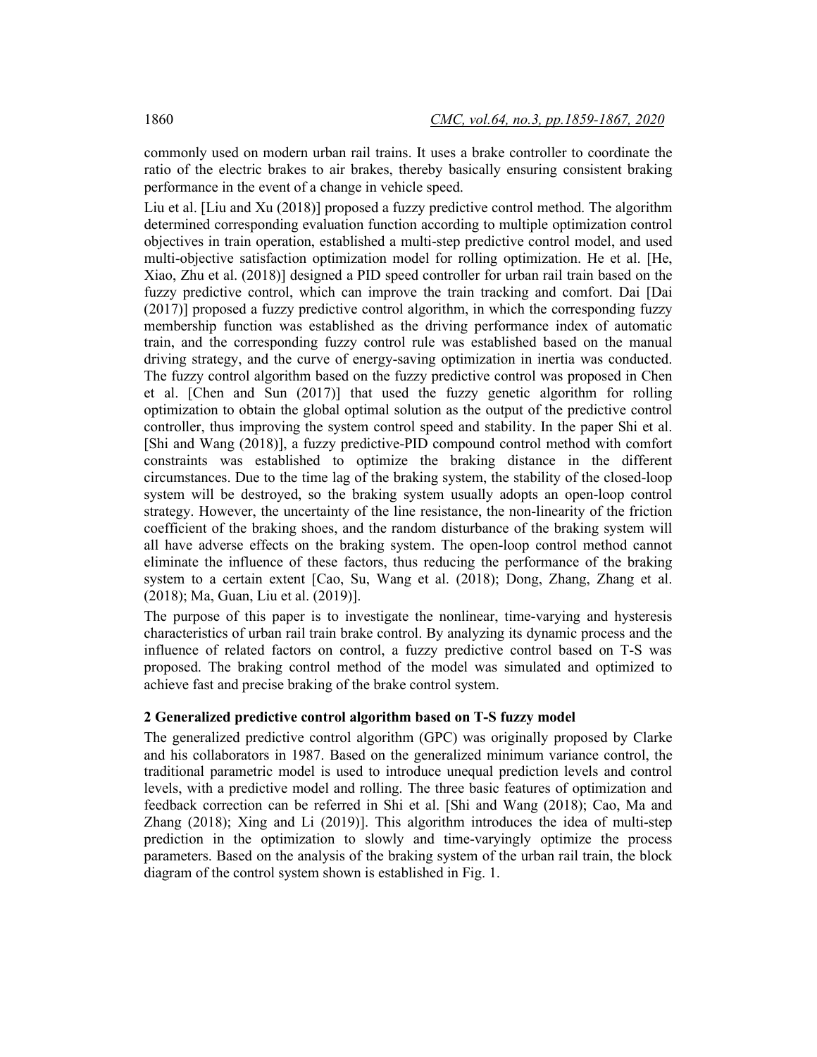commonly used on modern urban rail trains. It uses a brake controller to coordinate the ratio of the electric brakes to air brakes, thereby basically ensuring consistent braking performance in the event of a change in vehicle speed.

Liu et al. [Liu and Xu (2018)] proposed a fuzzy predictive control method. The algorithm determined corresponding evaluation function according to multiple optimization control objectives in train operation, established a multi-step predictive control model, and used multi-objective satisfaction optimization model for rolling optimization. He et al. [He, Xiao, Zhu et al. (2018)] designed a PID speed controller for urban rail train based on the fuzzy predictive control, which can improve the train tracking and comfort. Dai [Dai (2017)] proposed a fuzzy predictive control algorithm, in which the corresponding fuzzy membership function was established as the driving performance index of automatic train, and the corresponding fuzzy control rule was established based on the manual driving strategy, and the curve of energy-saving optimization in inertia was conducted. The fuzzy control algorithm based on the fuzzy predictive control was proposed in Chen et al. [Chen and Sun (2017)] that used the fuzzy genetic algorithm for rolling optimization to obtain the global optimal solution as the output of the predictive control controller, thus improving the system control speed and stability. In the paper Shi et al. [Shi and Wang (2018)], a fuzzy predictive-PID compound control method with comfort constraints was established to optimize the braking distance in the different circumstances. Due to the time lag of the braking system, the stability of the closed-loop system will be destroyed, so the braking system usually adopts an open-loop control strategy. However, the uncertainty of the line resistance, the non-linearity of the friction coefficient of the braking shoes, and the random disturbance of the braking system will all have adverse effects on the braking system. The open-loop control method cannot eliminate the influence of these factors, thus reducing the performance of the braking system to a certain extent [Cao, Su, Wang et al. (2018); Dong, Zhang, Zhang et al. (2018); Ma, Guan, Liu et al. (2019)].

The purpose of this paper is to investigate the nonlinear, time-varying and hysteresis characteristics of urban rail train brake control. By analyzing its dynamic process and the influence of related factors on control, a fuzzy predictive control based on T-S was proposed. The braking control method of the model was simulated and optimized to achieve fast and precise braking of the brake control system.

## 2 Generalized predictive control algorithm based on T-S fuzzy model

The generalized predictive control algorithm (GPC) was originally proposed by Clarke and his collaborators in 1987. Based on the generalized minimum variance control, the traditional parametric model is used to introduce unequal prediction levels and control levels, with a predictive model and rolling. The three basic features of optimization and feedback correction can be referred in Shi et al. [Shi and Wang (2018); Cao, Ma and Zhang (2018); Xing and Li (2019)]. This algorithm introduces the idea of multi-step prediction in the optimization to slowly and time-varyingly optimize the process parameters. Based on the analysis of the braking system of the urban rail train, the block diagram of the control system shown is established in Fig. 1.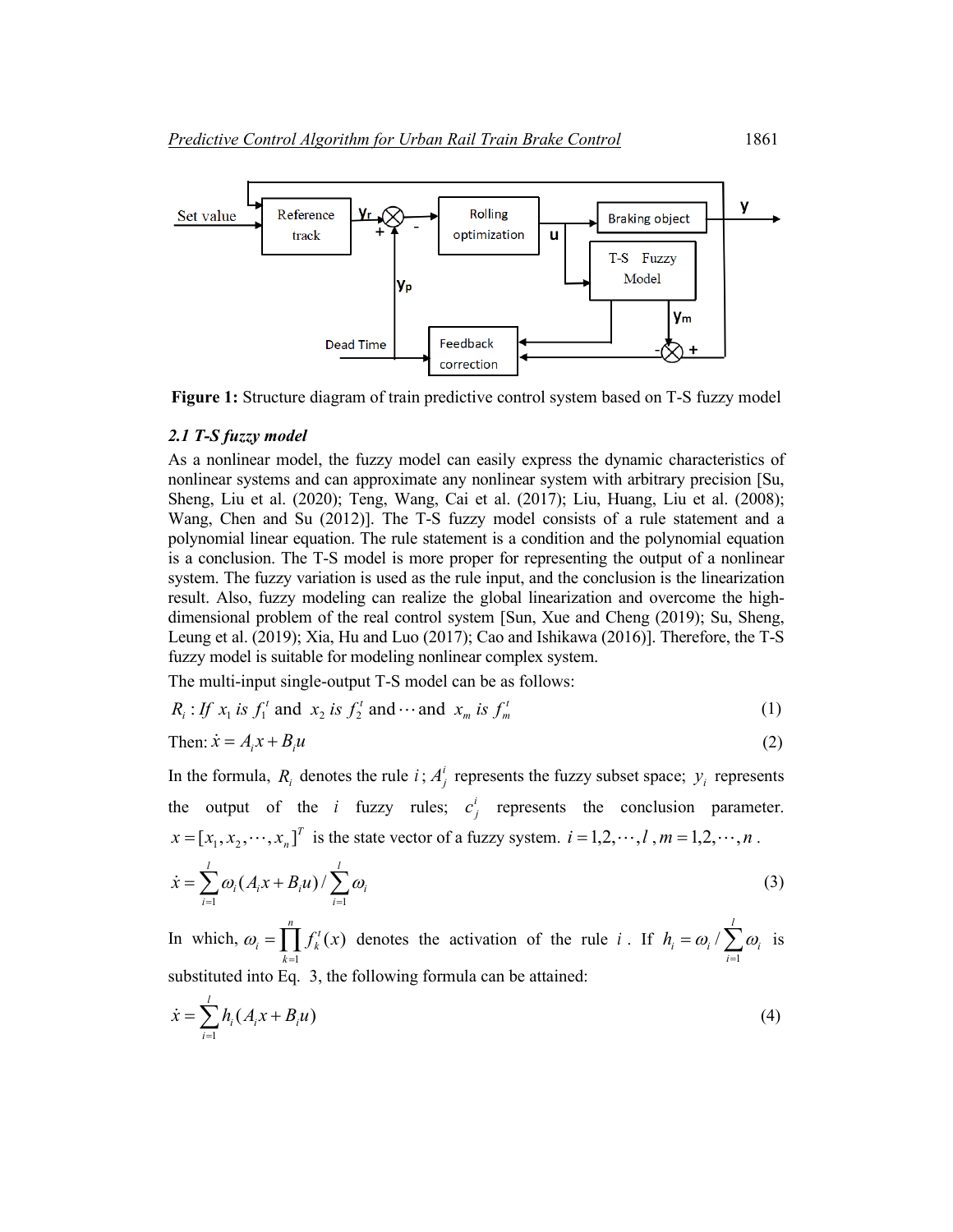Figure 1: Structure diagram of train predictive control system based on T-S fuzzy model

### *2.1 T-S fuzzy model*

As a nonlinear model, the fuzzy model can easily express the dynamic characteristics of nonlinear systems and can approximate any nonlinear system with arbitrary precision [Su, Sheng, Liu et al. (2020); Teng, Wang, Cai et al. (2017); Liu, Huang, Liu et al. (2008); Wang, Chen and Su (2012)]. The T-S fuzzy model consists of a rule statement and a polynomial linear equation. The rule statement is a condition and the polynomial equation is a conclusion. The T-S model is more proper for representing the output of a nonlinear system. The fuzzy variation is used as the rule input, and the conclusion is the linearization result. Also, fuzzy modeling can realize the global linearization and overcome the high-dimensional problem of the real control system [Sun, Xue and Cheng (2019); Su, Sheng, Leung et al. (2019); Xia, Hu and Luo (2017); Cao and Ishikawa (2016)]. Therefore, the T-S fuzzy model is suitable for modeling nonlinear complex system.

The multi-input single-output T-S model can be as follows:

$$R_i : \textit{If } x_1 \textit{ is } f_1^t \text{ and } x_2 \textit{ is } f_2^t \text{ and} \cdots \text{and } x_m \textit{ is } f_m^t \tag{1}$$

$$\text{Then: } \dot{x} = A_i x + B_i u \tag{2}$$

In the formula, $R_i$ denotes the rule $i$; $A_j^i$ represents the fuzzy subset space; $y_i$ represents the output of the $i$ fuzzy rules; $c_j^i$ represents the conclusion parameter. $x = [x_1, x_2, \cdots, x_n]^T$ is the state vector of a fuzzy system. $i = 1,2,\cdots,l$, $m = 1,2,\cdots,n$.

$$\dot{x} = \sum_{i=1}^{l} \omega_i (A_i x + B_i u) / \sum_{i=1}^{l} \omega_i \tag{3}$$

In which, $\omega_i = \prod_{k=1}^{n} f_k^t(x)$ denotes the activation of the rule $i$. If $h_i = \omega_i / \sum_{i=1}^{l} \omega_i$ is substituted into Eq. 3, the following formula can be attained:

$$\dot{x} = \sum_{i=1}^{l} h_i (A_i x + B_i u) \tag{4}$$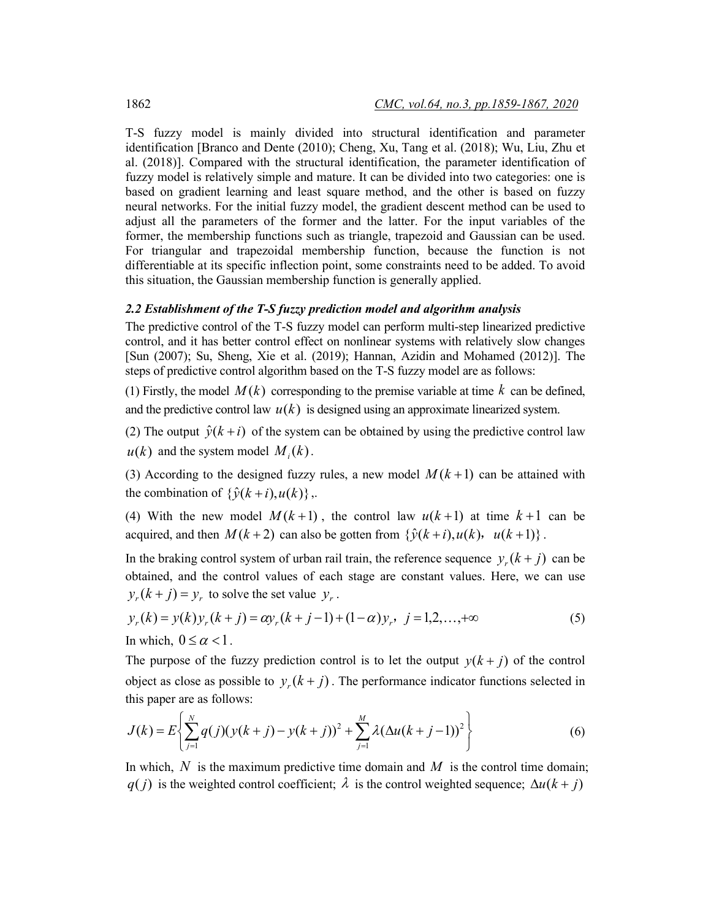T-S fuzzy model is mainly divided into structural identification and parameter identification [Branco and Dente (2010); Cheng, Xu, Tang et al. (2018); Wu, Liu, Zhu et al. (2018)]. Compared with the structural identification, the parameter identification of fuzzy model is relatively simple and mature. It can be divided into two categories: one is based on gradient learning and least square method, and the other is based on fuzzy neural networks. For the initial fuzzy model, the gradient descent method can be used to adjust all the parameters of the former and the latter. For the input variables of the former, the membership functions such as triangle, trapezoid and Gaussian can be used. For triangular and trapezoidal membership function, because the function is not differentiable at its specific inflection point, some constraints need to be added. To avoid this situation, the Gaussian membership function is generally applied.

### *2.2 Establishment of the T-S fuzzy prediction model and algorithm analysis*

The predictive control of the T-S fuzzy model can perform multi-step linearized predictive control, and it has better control effect on nonlinear systems with relatively slow changes [Sun (2007); Su, Sheng, Xie et al. (2019); Hannan, Azidin and Mohamed (2012)]. The steps of predictive control algorithm based on the T-S fuzzy model are as follows:

(1) Firstly, the model $M(k)$ corresponding to the premise variable at time $k$ can be defined, and the predictive control law $u(k)$ is designed using an approximate linearized system.

(2) The output $\hat{y}(k+i)$ of the system can be obtained by using the predictive control law $u(k)$ and the system model $M_i(k)$.

(3) According to the designed fuzzy rules, a new model $M(k+1)$ can be attained with the combination of $\{\hat{y}(k+i), u(k)\}$,.

(4) With the new model $M(k+1)$, the control law $u(k+1)$ at time $k+1$ can be acquired, and then $M(k+2)$ can also be gotten from $\{\hat{y}(k+i), u(k), u(k+1)\}$.

In the braking control system of urban rail train, the reference sequence $y_r(k+j)$ can be obtained, and the control values of each stage are constant values. Here, we can use $y_r(k+j) = y_r$ to solve the set value $y_r$.

$$y_r(k) = y(k) y_r(k+j) = \alpha y_r(k+j-1) + (1-\alpha) y_r,\ \ j = 1, 2, \ldots, +\infty \tag{5}$$

In which, $0 \leq \alpha < 1$.

The purpose of the fuzzy prediction control is to let the output $y(k+j)$ of the control object as close as possible to $y_r(k+j)$. The performance indicator functions selected in this paper are as follows:

$$J(k) = E\left\{\sum_{j=1}^{N} q(j)(y(k+j) - y(k+j))^2 + \sum_{j=1}^{M} \lambda(\Delta u(k+j-1))^2\right\} \tag{6}$$

In which, $N$ is the maximum predictive time domain and $M$ is the control time domain; $q(j)$ is the weighted control coefficient; $\lambda$ is the control weighted sequence; $\Delta u(k+j)$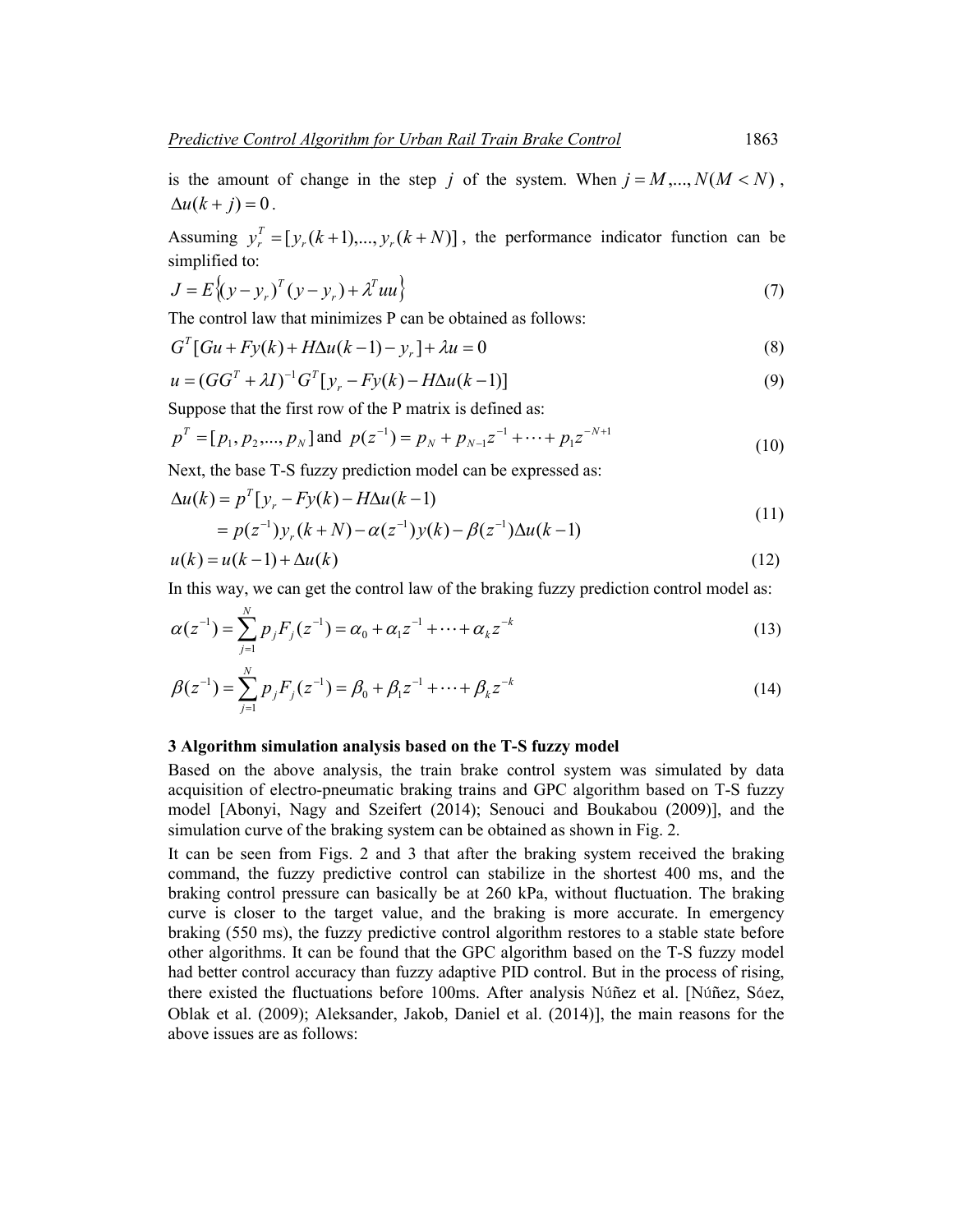is the amount of change in the step $j$ of the system. When $j = M,..., N(M < N)$, $\Delta u(k+j) = 0$.

Assuming $y_r^T = [y_r(k+1),..., y_r(k+N)]$, the performance indicator function can be simplified to:

$$J = E\{(y - y_r)^T (y - y_r) + \lambda^T uu\} \tag{7}$$

The control law that minimizes P can be obtained as follows:

$$G^T[Gu + Fy(k) + H\Delta u(k-1) - y_r] + \lambda u = 0 \tag{8}$$

$$u = (GG^T + \lambda I)^{-1} G^T [y_r - Fy(k) - H\Delta u(k-1)] \tag{9}$$

Suppose that the first row of the P matrix is defined as:

$$p^T = [p_1, p_2,..., p_N] \text{ and } p(z^{-1}) = p_N + p_{N-1}z^{-1} + \cdots + p_1 z^{-N+1} \tag{10}$$

Next, the base T-S fuzzy prediction model can be expressed as:

$$\begin{aligned} \Delta u(k) &= p^T[y_r - Fy(k) - H\Delta u(k-1) \\ &= p(z^{-1}) y_r(k+N) - \alpha(z^{-1}) y(k) - \beta(z^{-1}) \Delta u(k-1) \end{aligned} \tag{11}$$

$$u(k) = u(k-1) + \Delta u(k) \tag{12}$$

In this way, we can get the control law of the braking fuzzy prediction control model as:

$$\alpha(z^{-1}) = \sum_{j=1}^{N} p_j F_j(z^{-1}) = \alpha_0 + \alpha_1 z^{-1} + \cdots + \alpha_k z^{-k} \tag{13}$$

$$\beta(z^{-1}) = \sum_{j=1}^{N} p_j F_j(z^{-1}) = \beta_0 + \beta_1 z^{-1} + \cdots + \beta_k z^{-k} \tag{14}$$

### 3 Algorithm simulation analysis based on the T-S fuzzy model

Based on the above analysis, the train brake control system was simulated by data acquisition of electro-pneumatic braking trains and GPC algorithm based on T-S fuzzy model [Abonyi, Nagy and Szeifert (2014); Senouci and Boukabou (2009)], and the simulation curve of the braking system can be obtained as shown in Fig. 2.

It can be seen from Figs. 2 and 3 that after the braking system received the braking command, the fuzzy predictive control can stabilize in the shortest 400 ms, and the braking control pressure can basically be at 260 kPa, without fluctuation. The braking curve is closer to the target value, and the braking is more accurate. In emergency braking (550 ms), the fuzzy predictive control algorithm restores to a stable state before other algorithms. It can be found that the GPC algorithm based on the T-S fuzzy model had better control accuracy than fuzzy adaptive PID control. But in the process of rising, there existed the fluctuations before 100ms. After analysis Núñez et al. [Núñez, Sáez, Oblak et al. (2009); Aleksander, Jakob, Daniel et al. (2014)], the main reasons for the above issues are as follows: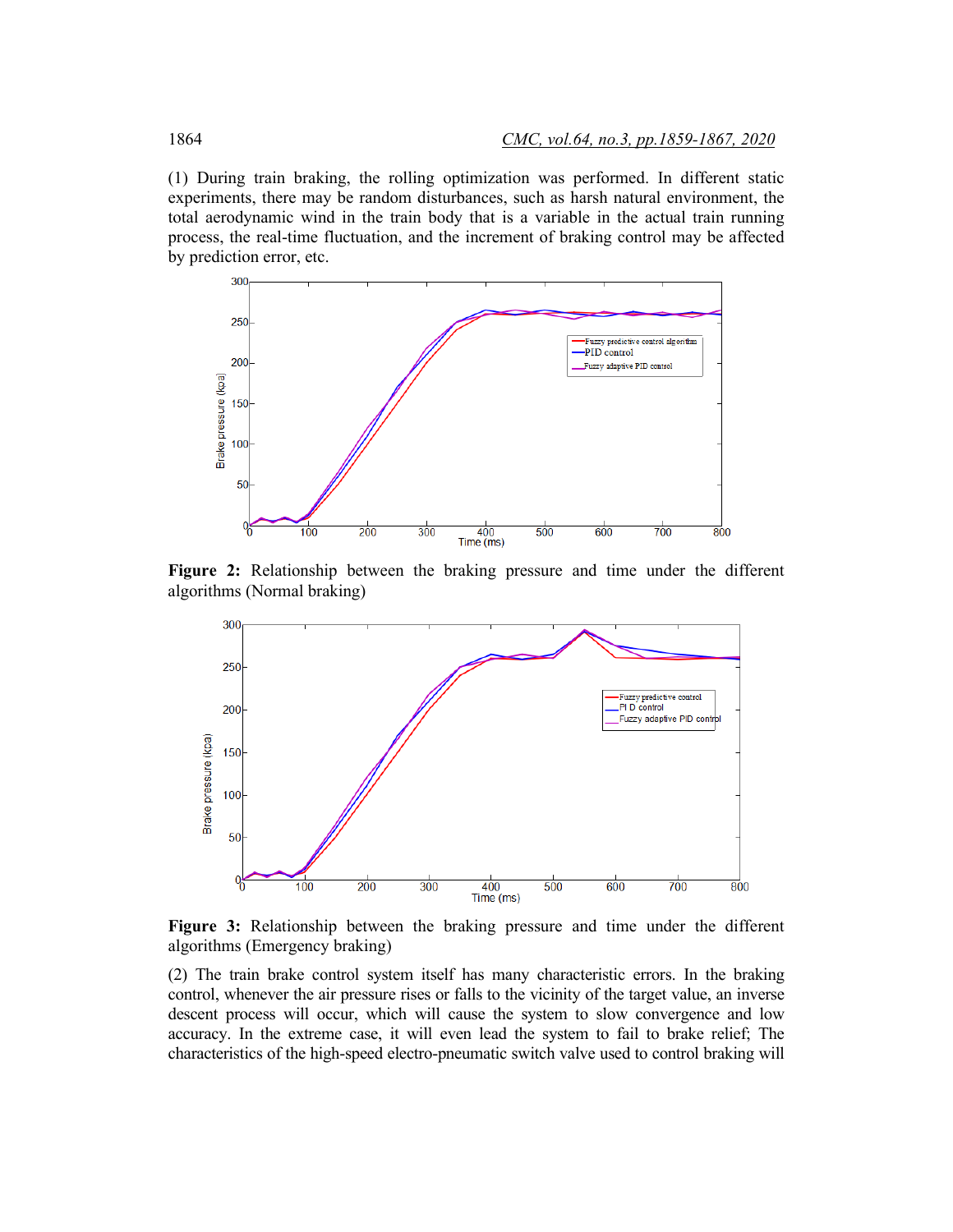(1) During train braking, the rolling optimization was performed. In different static experiments, there may be random disturbances, such as harsh natural environment, the total aerodynamic wind in the train body that is a variable in the actual train running process, the real-time fluctuation, and the increment of braking control may be affected by prediction error, etc.

**Figure 2:** Relationship between the braking pressure and time under the different algorithms (Normal braking)

**Figure 3:** Relationship between the braking pressure and time under the different algorithms (Emergency braking)

(2) The train brake control system itself has many characteristic errors. In the braking control, whenever the air pressure rises or falls to the vicinity of the target value, an inverse descent process will occur, which will cause the system to slow convergence and low accuracy. In the extreme case, it will even lead the system to fail to brake relief; The characteristics of the high-speed electro-pneumatic switch valve used to control braking will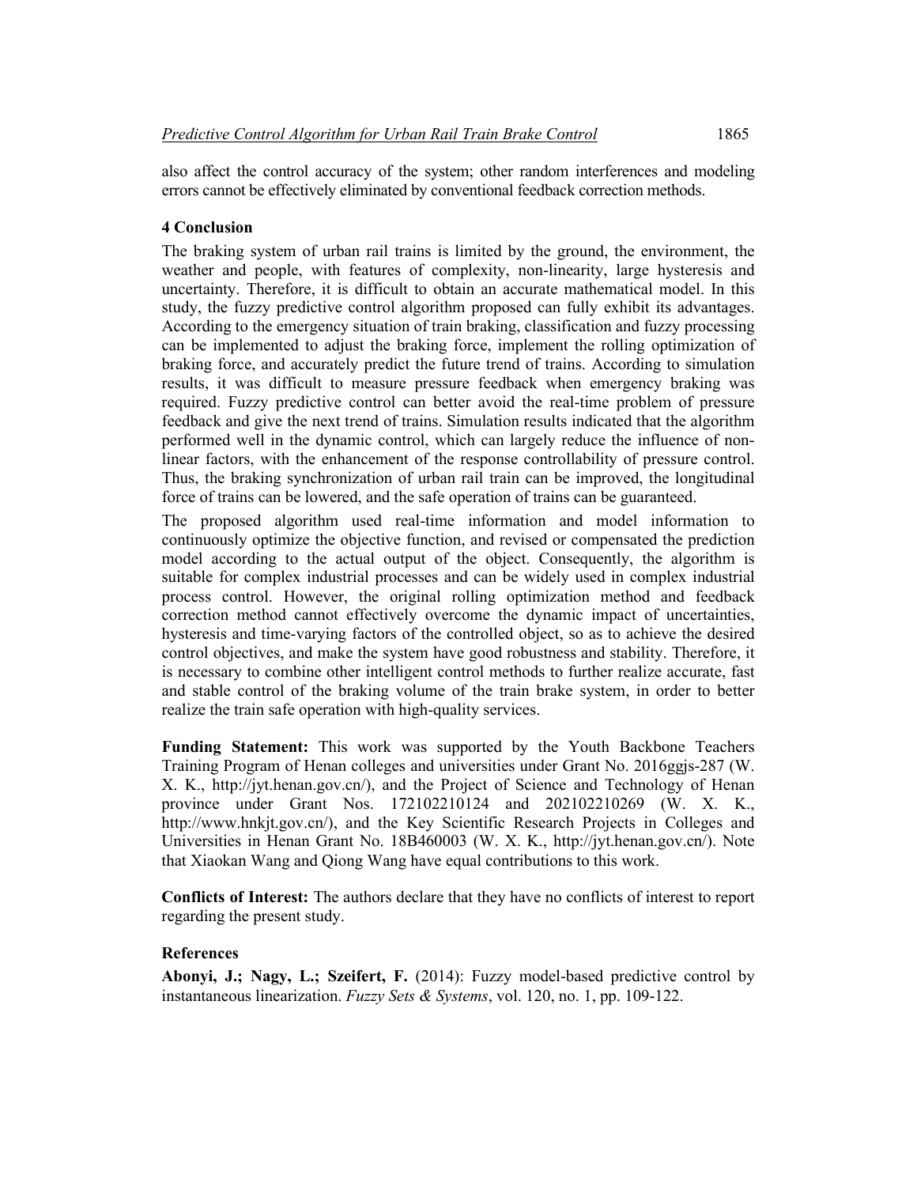also affect the control accuracy of the system; other random interferences and modeling errors cannot be effectively eliminated by conventional feedback correction methods.

## 4 Conclusion

The braking system of urban rail trains is limited by the ground, the environment, the weather and people, with features of complexity, non-linearity, large hysteresis and uncertainty. Therefore, it is difficult to obtain an accurate mathematical model. In this study, the fuzzy predictive control algorithm proposed can fully exhibit its advantages. According to the emergency situation of train braking, classification and fuzzy processing can be implemented to adjust the braking force, implement the rolling optimization of braking force, and accurately predict the future trend of trains. According to simulation results, it was difficult to measure pressure feedback when emergency braking was required. Fuzzy predictive control can better avoid the real-time problem of pressure feedback and give the next trend of trains. Simulation results indicated that the algorithm performed well in the dynamic control, which can largely reduce the influence of non-linear factors, with the enhancement of the response controllability of pressure control. Thus, the braking synchronization of urban rail train can be improved, the longitudinal force of trains can be lowered, and the safe operation of trains can be guaranteed.

The proposed algorithm used real-time information and model information to continuously optimize the objective function, and revised or compensated the prediction model according to the actual output of the object. Consequently, the algorithm is suitable for complex industrial processes and can be widely used in complex industrial process control. However, the original rolling optimization method and feedback correction method cannot effectively overcome the dynamic impact of uncertainties, hysteresis and time-varying factors of the controlled object, so as to achieve the desired control objectives, and make the system have good robustness and stability. Therefore, it is necessary to combine other intelligent control methods to further realize accurate, fast and stable control of the braking volume of the train brake system, in order to better realize the train safe operation with high-quality services.

**Funding Statement:** This work was supported by the Youth Backbone Teachers Training Program of Henan colleges and universities under Grant No. 2016ggjs-287 (W. X. K., http://jyt.henan.gov.cn/), and the Project of Science and Technology of Henan province under Grant Nos. 172102210124 and 202102210269 (W. X. K., http://www.hnkjt.gov.cn/), and the Key Scientific Research Projects in Colleges and Universities in Henan Grant No. 18B460003 (W. X. K., http://jyt.henan.gov.cn/). Note that Xiaokan Wang and Qiong Wang have equal contributions to this work.

**Conflicts of Interest:** The authors declare that they have no conflicts of interest to report regarding the present study.

## References

**Abonyi, J.; Nagy, L.; Szeifert, F.** (2014): Fuzzy model-based predictive control by instantaneous linearization. *Fuzzy Sets & Systems*, vol. 120, no. 1, pp. 109-122.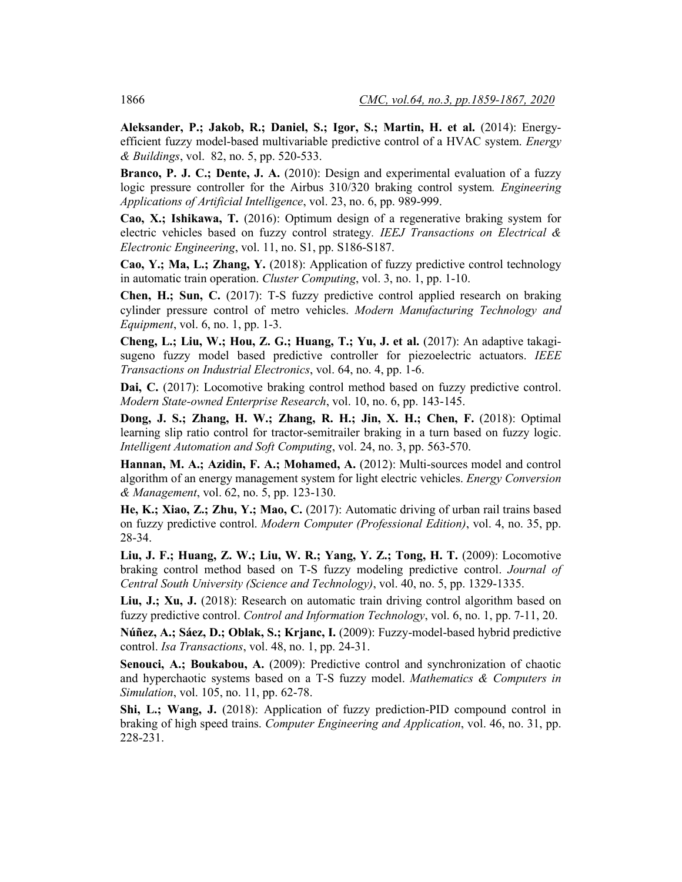**Aleksander, P.; Jakob, R.; Daniel, S.; Igor, S.; Martin, H. et al.** (2014): Energy-efficient fuzzy model-based multivariable predictive control of a HVAC system. *Energy & Buildings*, vol. 82, no. 5, pp. 520-533.

**Branco, P. J. C.; Dente, J. A.** (2010): Design and experimental evaluation of a fuzzy logic pressure controller for the Airbus 310/320 braking control system. *Engineering Applications of Artificial Intelligence*, vol. 23, no. 6, pp. 989-999.

**Cao, X.; Ishikawa, T.** (2016): Optimum design of a regenerative braking system for electric vehicles based on fuzzy control strategy. *IEEJ Transactions on Electrical & Electronic Engineering*, vol. 11, no. S1, pp. S186-S187.

**Cao, Y.; Ma, L.; Zhang, Y.** (2018): Application of fuzzy predictive control technology in automatic train operation. *Cluster Computing*, vol. 3, no. 1, pp. 1-10.

**Chen, H.; Sun, C.** (2017): T-S fuzzy predictive control applied research on braking cylinder pressure control of metro vehicles. *Modern Manufacturing Technology and Equipment*, vol. 6, no. 1, pp. 1-3.

**Cheng, L.; Liu, W.; Hou, Z. G.; Huang, T.; Yu, J. et al.** (2017): An adaptive takagi-sugeno fuzzy model based predictive controller for piezoelectric actuators. *IEEE Transactions on Industrial Electronics*, vol. 64, no. 4, pp. 1-6.

**Dai, C.** (2017): Locomotive braking control method based on fuzzy predictive control. *Modern State-owned Enterprise Research*, vol. 10, no. 6, pp. 143-145.

**Dong, J. S.; Zhang, H. W.; Zhang, R. H.; Jin, X. H.; Chen, F.** (2018): Optimal learning slip ratio control for tractor-semitrailer braking in a turn based on fuzzy logic. *Intelligent Automation and Soft Computing*, vol. 24, no. 3, pp. 563-570.

**Hannan, M. A.; Azidin, F. A.; Mohamed, A.** (2012): Multi-sources model and control algorithm of an energy management system for light electric vehicles. *Energy Conversion & Management*, vol. 62, no. 5, pp. 123-130.

**He, K.; Xiao, Z.; Zhu, Y.; Mao, C.** (2017): Automatic driving of urban rail trains based on fuzzy predictive control. *Modern Computer (Professional Edition)*, vol. 4, no. 35, pp. 28-34.

**Liu, J. F.; Huang, Z. W.; Liu, W. R.; Yang, Y. Z.; Tong, H. T.** (2009): Locomotive braking control method based on T-S fuzzy modeling predictive control. *Journal of Central South University (Science and Technology)*, vol. 40, no. 5, pp. 1329-1335.

**Liu, J.; Xu, J.** (2018): Research on automatic train driving control algorithm based on fuzzy predictive control. *Control and Information Technology*, vol. 6, no. 1, pp. 7-11, 20.

**Núñez, A.; Sáez, D.; Oblak, S.; Krjanc, I.** (2009): Fuzzy-model-based hybrid predictive control. *Isa Transactions*, vol. 48, no. 1, pp. 24-31.

**Senouci, A.; Boukabou, A.** (2009): Predictive control and synchronization of chaotic and hyperchaotic systems based on a T-S fuzzy model. *Mathematics & Computers in Simulation*, vol. 105, no. 11, pp. 62-78.

**Shi, L.; Wang, J.** (2018): Application of fuzzy prediction-PID compound control in braking of high speed trains. *Computer Engineering and Application*, vol. 46, no. 31, pp. 228-231.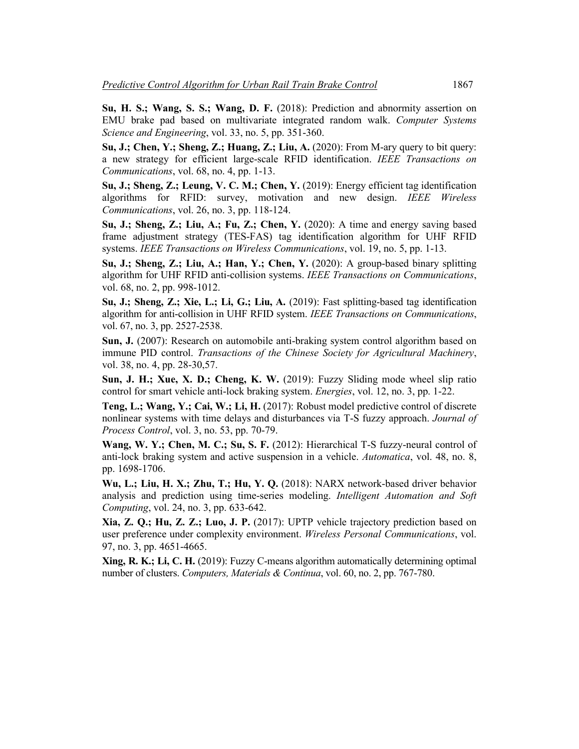**Su, H. S.; Wang, S. S.; Wang, D. F.** (2018): Prediction and abnormity assertion on EMU brake pad based on multivariate integrated random walk. *Computer Systems Science and Engineering*, vol. 33, no. 5, pp. 351-360.

**Su, J.; Chen, Y.; Sheng, Z.; Huang, Z.; Liu, A.** (2020): From M-ary query to bit query: a new strategy for efficient large-scale RFID identification. *IEEE Transactions on Communications*, vol. 68, no. 4, pp. 1-13.

**Su, J.; Sheng, Z.; Leung, V. C. M.; Chen, Y.** (2019): Energy efficient tag identification algorithms for RFID: survey, motivation and new design. *IEEE Wireless Communications*, vol. 26, no. 3, pp. 118-124.

**Su, J.; Sheng, Z.; Liu, A.; Fu, Z.; Chen, Y.** (2020): A time and energy saving based frame adjustment strategy (TES-FAS) tag identification algorithm for UHF RFID systems. *IEEE Transactions on Wireless Communications*, vol. 19, no. 5, pp. 1-13.

**Su, J.; Sheng, Z.; Liu, A.; Han, Y.; Chen, Y.** (2020): A group-based binary splitting algorithm for UHF RFID anti-collision systems. *IEEE Transactions on Communications*, vol. 68, no. 2, pp. 998-1012.

**Su, J.; Sheng, Z.; Xie, L.; Li, G.; Liu, A.** (2019): Fast splitting-based tag identification algorithm for anti-collision in UHF RFID system. *IEEE Transactions on Communications*, vol. 67, no. 3, pp. 2527-2538.

**Sun, J.** (2007): Research on automobile anti-braking system control algorithm based on immune PID control. *Transactions of the Chinese Society for Agricultural Machinery*, vol. 38, no. 4, pp. 28-30,57.

**Sun, J. H.; Xue, X. D.; Cheng, K. W.** (2019): Fuzzy Sliding mode wheel slip ratio control for smart vehicle anti-lock braking system. *Energies*, vol. 12, no. 3, pp. 1-22.

**Teng, L.; Wang, Y.; Cai, W.; Li, H.** (2017): Robust model predictive control of discrete nonlinear systems with time delays and disturbances via T-S fuzzy approach. *Journal of Process Control*, vol. 3, no. 53, pp. 70-79.

**Wang, W. Y.; Chen, M. C.; Su, S. F.** (2012): Hierarchical T-S fuzzy-neural control of anti-lock braking system and active suspension in a vehicle. *Automatica*, vol. 48, no. 8, pp. 1698-1706.

**Wu, L.; Liu, H. X.; Zhu, T.; Hu, Y. Q.** (2018): NARX network-based driver behavior analysis and prediction using time-series modeling. *Intelligent Automation and Soft Computing*, vol. 24, no. 3, pp. 633-642.

**Xia, Z. Q.; Hu, Z. Z.; Luo, J. P.** (2017): UPTP vehicle trajectory prediction based on user preference under complexity environment. *Wireless Personal Communications*, vol. 97, no. 3, pp. 4651-4665.

**Xing, R. K.; Li, C. H.** (2019): Fuzzy C-means algorithm automatically determining optimal number of clusters. *Computers, Materials & Continua*, vol. 60, no. 2, pp. 767-780.